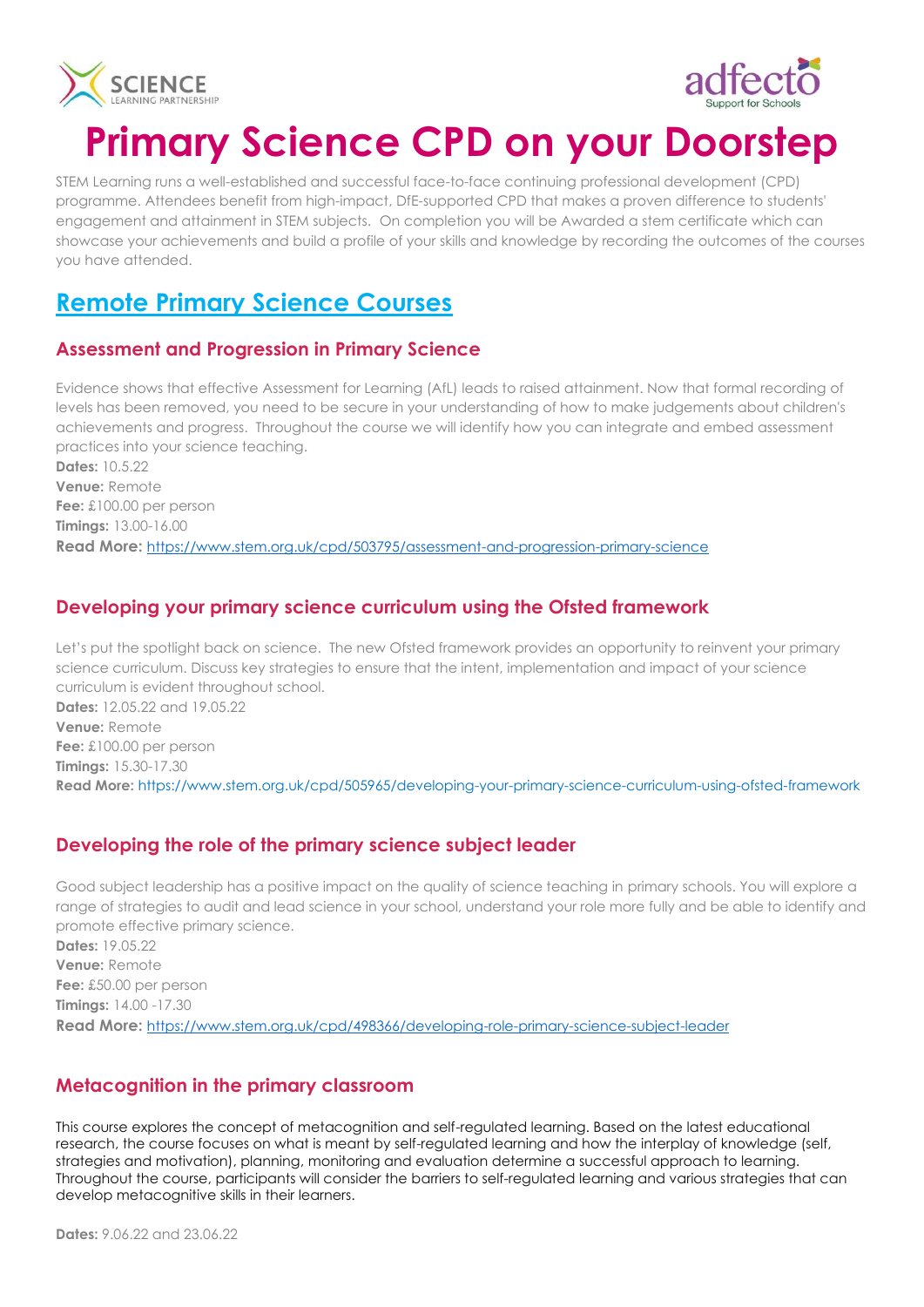# Primary Science CPD on your Doorstep

STEM Learning runs a well-established and successful face-to-face continuing professional development (CPD) programme. Attendees benefit from high-impact, DfE-supported CPD that makes a proven difference to students' engagement and attainment in STEM subjects. On completion you will be Awarded a stem certificate which can showcase your achievements and build a profile of your skills and knowledge by recording the outcomes of the courses you have attended.

## Remote Primary Science Courses

### Assessment and Progression in Primary Science

Evidence shows that effective Assessment for Learning (AfL) leads to raised attainment. Now that formal recording of levels has been removed, you need to be secure in your understanding of how to make judgements about children's achievements and progress. Throughout the course we will identify how you can integrate and embed assessment practices into your science teaching.

**Dates:** 10.5.22
**Venue:** Remote
**Fee:** £100.00 per person
**Timings:** 13.00-16.00
**Read More:** https://www.stem.org.uk/cpd/503795/assessment-and-progression-primary-science

### Developing your primary science curriculum using the Ofsted framework

Let's put the spotlight back on science. The new Ofsted framework provides an opportunity to reinvent your primary science curriculum. Discuss key strategies to ensure that the intent, implementation and impact of your science curriculum is evident throughout school.

**Dates:** 12.05.22 and 19.05.22
**Venue:** Remote
**Fee:** £100.00 per person
**Timings:** 15.30-17.30
**Read More:** https://www.stem.org.uk/cpd/505965/developing-your-primary-science-curriculum-using-ofsted-framework

### Developing the role of the primary science subject leader

Good subject leadership has a positive impact on the quality of science teaching in primary schools. You will explore a range of strategies to audit and lead science in your school, understand your role more fully and be able to identify and promote effective primary science.

**Dates:** 19.05.22
**Venue:** Remote
**Fee:** £50.00 per person
**Timings:** 14.00 -17.30
**Read More:** https://www.stem.org.uk/cpd/498366/developing-role-primary-science-subject-leader

### Metacognition in the primary classroom

This course explores the concept of metacognition and self-regulated learning. Based on the latest educational research, the course focuses on what is meant by self-regulated learning and how the interplay of knowledge (self, strategies and motivation), planning, monitoring and evaluation determine a successful approach to learning. Throughout the course, participants will consider the barriers to self-regulated learning and various strategies that can develop metacognitive skills in their learners.

**Dates:** 9.06.22 and 23.06.22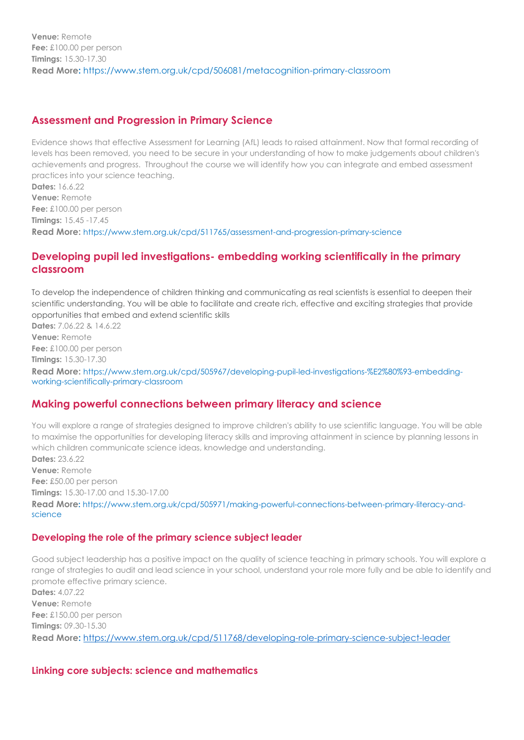**Venue:** Remote
**Fee:** £100.00 per person
**Timings:** 15.30-17.30
**Read More:** https://www.stem.org.uk/cpd/506081/metacognition-primary-classroom

## Assessment and Progression in Primary Science

Evidence shows that effective Assessment for Learning (AfL) leads to raised attainment. Now that formal recording of levels has been removed, you need to be secure in your understanding of how to make judgements about children's achievements and progress. Throughout the course we will identify how you can integrate and embed assessment practices into your science teaching.
**Dates:** 16.6.22
**Venue:** Remote
**Fee:** £100.00 per person
**Timings:** 15.45 -17.45
**Read More:** https://www.stem.org.uk/cpd/511765/assessment-and-progression-primary-science

## Developing pupil led investigations- embedding working scientifically in the primary classroom

To develop the independence of children thinking and communicating as real scientists is essential to deepen their scientific understanding. You will be able to facilitate and create rich, effective and exciting strategies that provide opportunities that embed and extend scientific skills
**Dates:** 7.06.22 & 14.6.22
**Venue:** Remote
**Fee:** £100.00 per person
**Timings:** 15.30-17.30
**Read More:** https://www.stem.org.uk/cpd/505967/developing-pupil-led-investigations-%E2%80%93-embedding-working-scientifically-primary-classroom

## Making powerful connections between primary literacy and science

You will explore a range of strategies designed to improve children's ability to use scientific language. You will be able to maximise the opportunities for developing literacy skills and improving attainment in science by planning lessons in which children communicate science ideas, knowledge and understanding.
**Dates:** 23.6.22
**Venue:** Remote
**Fee:** £50.00 per person
**Timings:** 15.30-17.00 and 15.30-17.00
**Read More:** https://www.stem.org.uk/cpd/505971/making-powerful-connections-between-primary-literacy-and-science

### Developing the role of the primary science subject leader

Good subject leadership has a positive impact on the quality of science teaching in primary schools. You will explore a range of strategies to audit and lead science in your school, understand your role more fully and be able to identify and promote effective primary science.
**Dates:** 4.07.22
**Venue:** Remote
**Fee:** £150.00 per person
**Timings:** 09.30-15.30
**Read More:** https://www.stem.org.uk/cpd/511768/developing-role-primary-science-subject-leader

### Linking core subjects: science and mathematics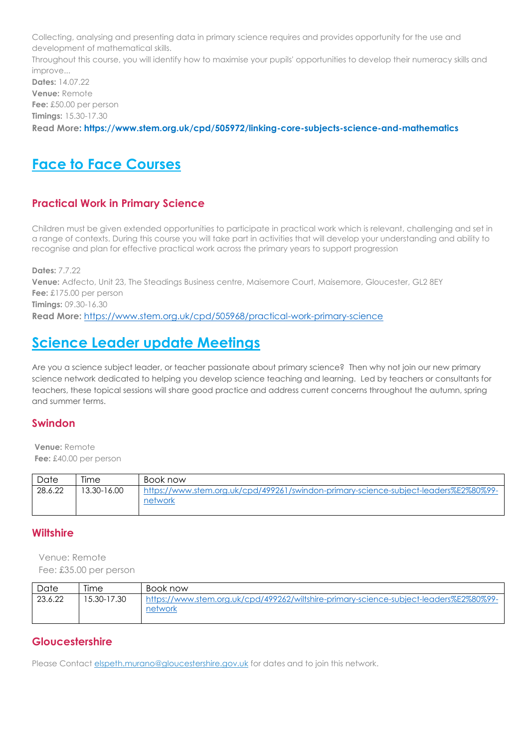Collecting, analysing and presenting data in primary science requires and provides opportunity for the use and development of mathematical skills.

Throughout this course, you will identify how to maximise your pupils' opportunities to develop their numeracy skills and improve...

**Dates:** 14.07.22

**Venue:** Remote

**Fee:** £50.00 per person

**Timings:** 15.30-17.30

**Read More: https://www.stem.org.uk/cpd/505972/linking-core-subjects-science-and-mathematics**

# Face to Face Courses

### Practical Work in Primary Science

Children must be given extended opportunities to participate in practical work which is relevant, challenging and set in a range of contexts. During this course you will take part in activities that will develop your understanding and ability to recognise and plan for effective practical work across the primary years to support progression

**Dates:** 7.7.22

**Venue:** Adfecto, Unit 23, The Steadings Business centre, Maisemore Court, Maisemore, Gloucester, GL2 8EY

**Fee:** £175.00 per person

**Timings:** 09.30-16.30

**Read More:** https://www.stem.org.uk/cpd/505968/practical-work-primary-science

# Science Leader update Meetings

Are you a science subject leader, or teacher passionate about primary science? Then why not join our new primary science network dedicated to helping you develop science teaching and learning. Led by teachers or consultants for teachers, these topical sessions will share good practice and address current concerns throughout the autumn, spring and summer terms.

### Swindon

**Venue:** Remote

**Fee:** £40.00 per person

| Date | Time | Book now |
|---|---|---|
| 28.6.22 | 13.30-16.00 | https://www.stem.org.uk/cpd/499261/swindon-primary-science-subject-leaders%E2%80%99-network |

### Wiltshire

Venue: Remote

Fee: £35.00 per person

| Date | Time | Book now |
|---|---|---|
| 23.6.22 | 15.30-17.30 | https://www.stem.org.uk/cpd/499262/wiltshire-primary-science-subject-leaders%E2%80%99-network |

### Gloucestershire

Please Contact elspeth.murano@gloucestershire.gov.uk for dates and to join this network.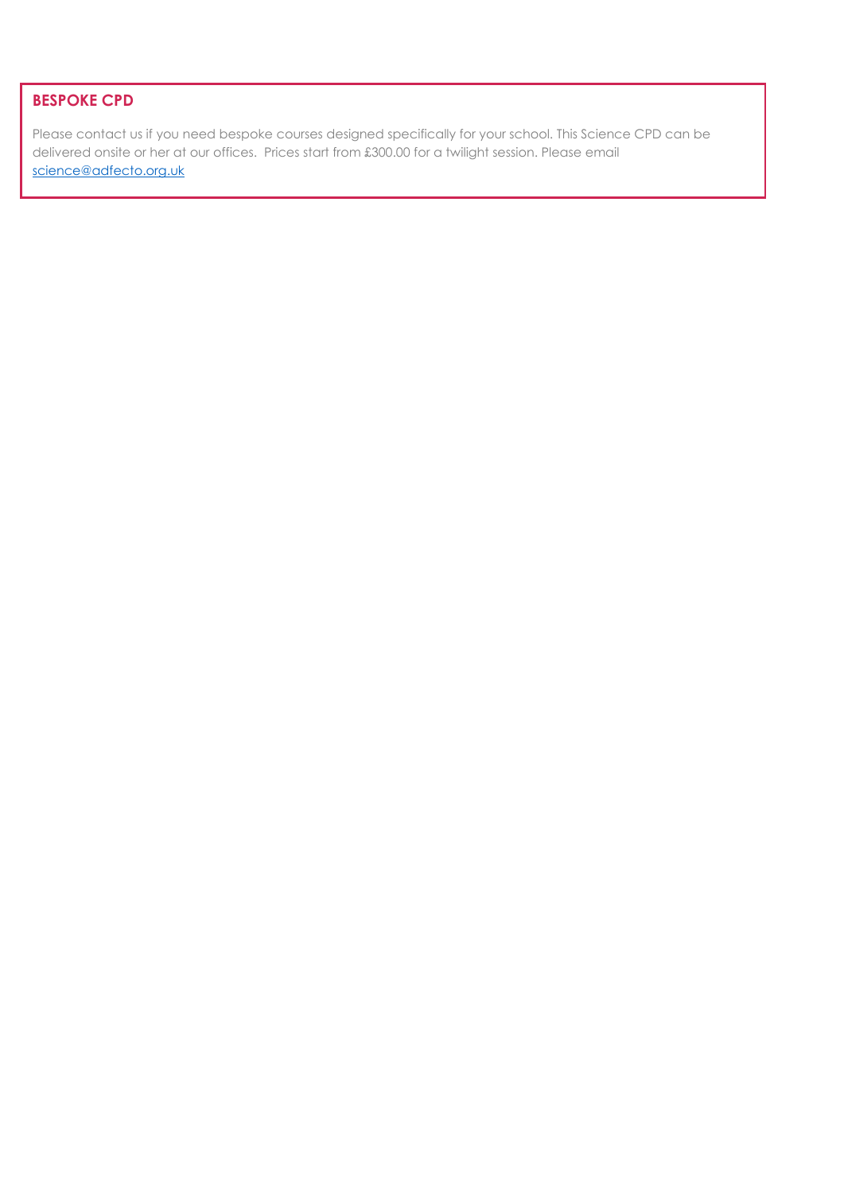## BESPOKE CPD

Please contact us if you need bespoke courses designed specifically for your school. This Science CPD can be delivered onsite or her at our offices.  Prices start from £300.00 for a twilight session. Please email science@adfecto.org.uk